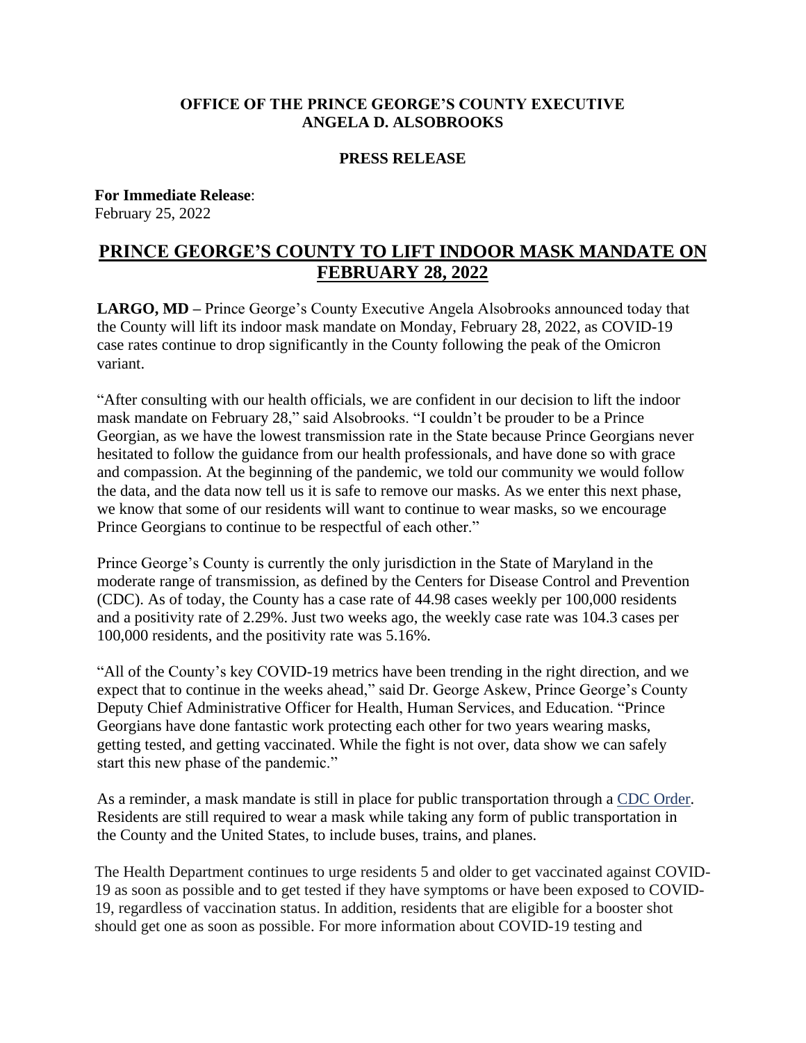**OFFICE OF THE PRINCE GEORGE'S COUNTY EXECUTIVE**
**ANGELA D. ALSOBROOKS**

**PRESS RELEASE**

**For Immediate Release**:
February 25, 2022

# PRINCE GEORGE'S COUNTY TO LIFT INDOOR MASK MANDATE ON FEBRUARY 28, 2022

**LARGO, MD –** Prince George's County Executive Angela Alsobrooks announced today that the County will lift its indoor mask mandate on Monday, February 28, 2022, as COVID-19 case rates continue to drop significantly in the County following the peak of the Omicron variant.

"After consulting with our health officials, we are confident in our decision to lift the indoor mask mandate on February 28," said Alsobrooks. "I couldn't be prouder to be a Prince Georgian, as we have the lowest transmission rate in the State because Prince Georgians never hesitated to follow the guidance from our health professionals, and have done so with grace and compassion. At the beginning of the pandemic, we told our community we would follow the data, and the data now tell us it is safe to remove our masks. As we enter this next phase, we know that some of our residents will want to continue to wear masks, so we encourage Prince Georgians to continue to be respectful of each other."

Prince George's County is currently the only jurisdiction in the State of Maryland in the moderate range of transmission, as defined by the Centers for Disease Control and Prevention (CDC). As of today, the County has a case rate of 44.98 cases weekly per 100,000 residents and a positivity rate of 2.29%. Just two weeks ago, the weekly case rate was 104.3 cases per 100,000 residents, and the positivity rate was 5.16%.

"All of the County's key COVID-19 metrics have been trending in the right direction, and we expect that to continue in the weeks ahead," said Dr. George Askew, Prince George's County Deputy Chief Administrative Officer for Health, Human Services, and Education. "Prince Georgians have done fantastic work protecting each other for two years wearing masks, getting tested, and getting vaccinated. While the fight is not over, data show we can safely start this new phase of the pandemic."

As a reminder, a mask mandate is still in place for public transportation through a CDC Order. Residents are still required to wear a mask while taking any form of public transportation in the County and the United States, to include buses, trains, and planes.

The Health Department continues to urge residents 5 and older to get vaccinated against COVID-19 as soon as possible and to get tested if they have symptoms or have been exposed to COVID-19, regardless of vaccination status. In addition, residents that are eligible for a booster shot should get one as soon as possible. For more information about COVID-19 testing and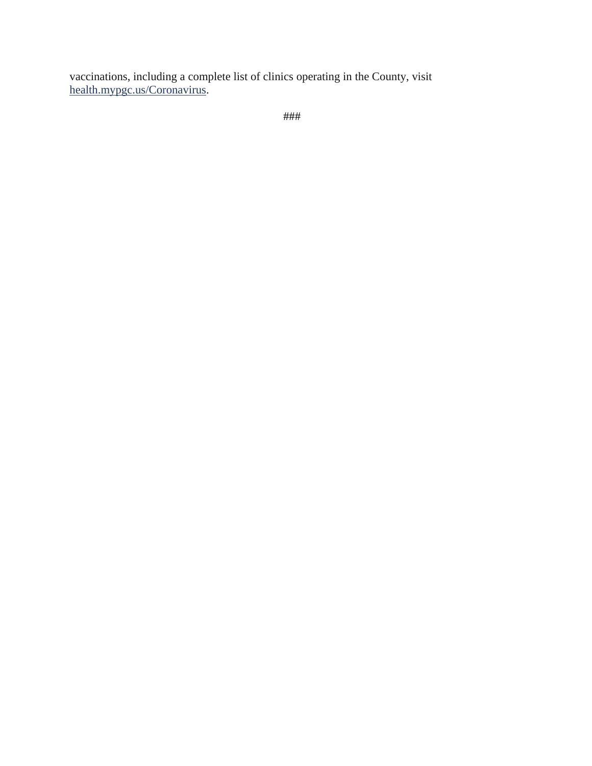vaccinations, including a complete list of clinics operating in the County, visit health.mypgc.us/Coronavirus.

###